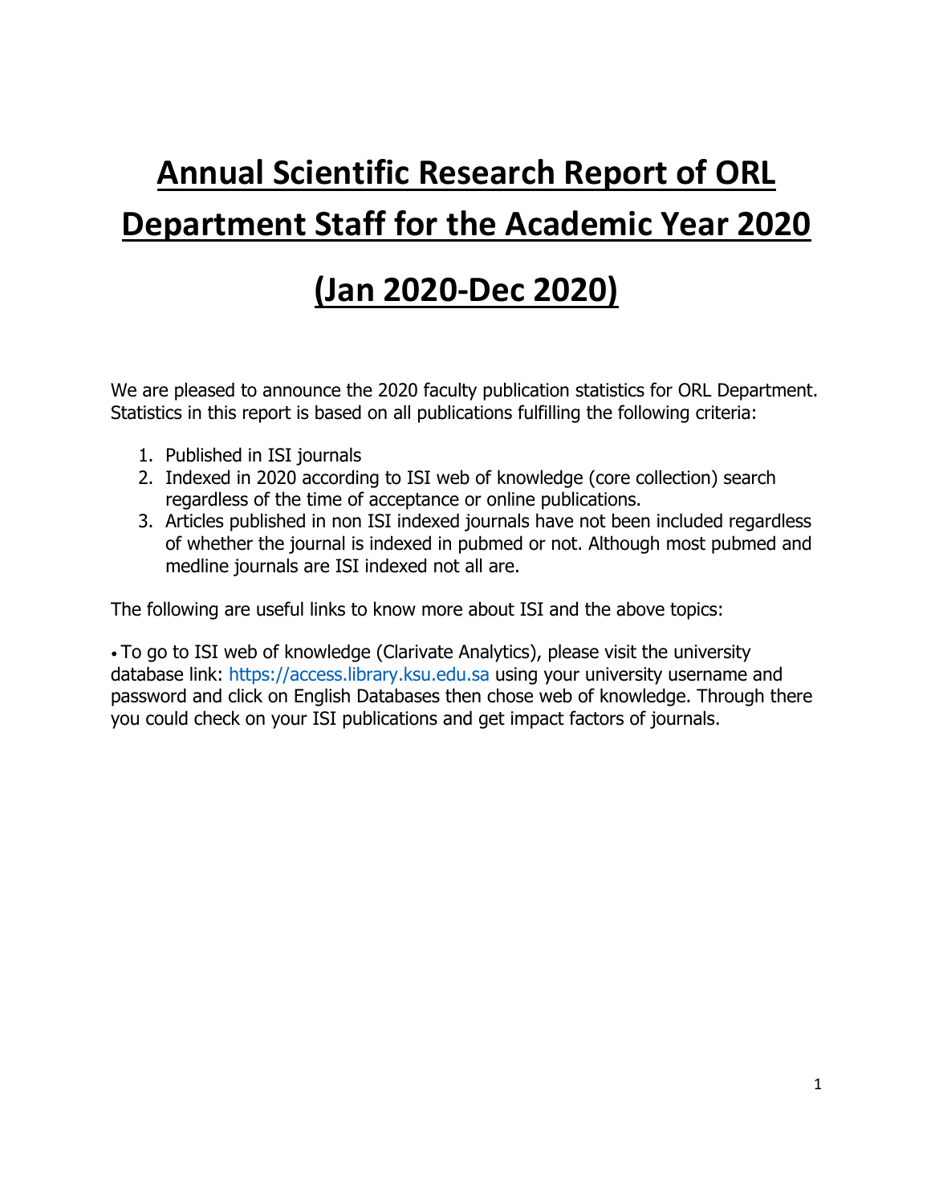# Annual Scientific Research Report of ORL Department Staff for the Academic Year 2020

# (Jan 2020-Dec 2020)

We are pleased to announce the 2020 faculty publication statistics for ORL Department. Statistics in this report is based on all publications fulfilling the following criteria:

1. Published in ISI journals
2. Indexed in 2020 according to ISI web of knowledge (core collection) search regardless of the time of acceptance or online publications.
3. Articles published in non ISI indexed journals have not been included regardless of whether the journal is indexed in pubmed or not. Although most pubmed and medline journals are ISI indexed not all are.

The following are useful links to know more about ISI and the above topics:

- To go to ISI web of knowledge (Clarivate Analytics), please visit the university database link: https://access.library.ksu.edu.sa using your university username and password and click on English Databases then chose web of knowledge. Through there you could check on your ISI publications and get impact factors of journals.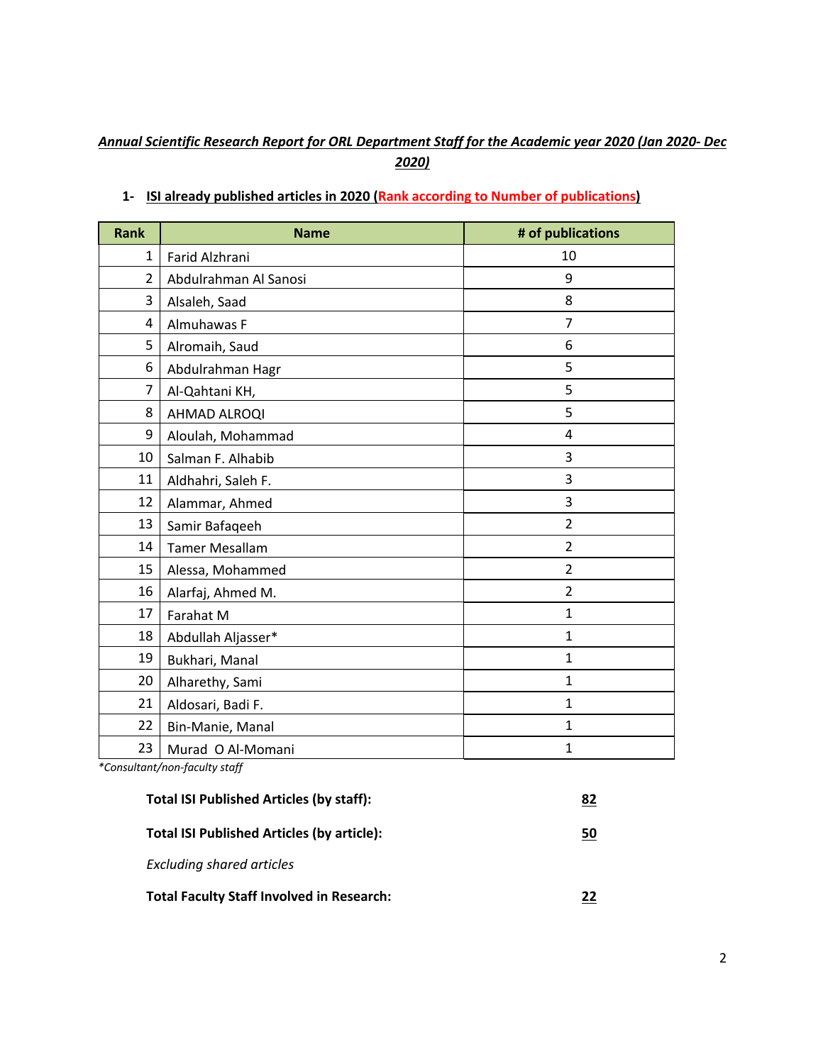***Annual Scientific Research Report for ORL Department Staff for the Academic year 2020 (Jan 2020- Dec 2020)***

## 1- ISI already published articles in 2020 (Rank according to Number of publications)

| Rank | Name | # of publications |
|---|---|---|
| 1 | Farid Alzhrani | 10 |
| 2 | Abdulrahman Al Sanosi | 9 |
| 3 | Alsaleh, Saad | 8 |
| 4 | Almuhawas F | 7 |
| 5 | Alromaih, Saud | 6 |
| 6 | Abdulrahman Hagr | 5 |
| 7 | Al-Qahtani KH, | 5 |
| 8 | AHMAD ALROQI | 5 |
| 9 | Aloulah, Mohammad | 4 |
| 10 | Salman F. Alhabib | 3 |
| 11 | Aldhahri, Saleh F. | 3 |
| 12 | Alammar, Ahmed | 3 |
| 13 | Samir Bafaqeeh | 2 |
| 14 | Tamer Mesallam | 2 |
| 15 | Alessa, Mohammed | 2 |
| 16 | Alarfaj, Ahmed M. | 2 |
| 17 | Farahat M | 1 |
| 18 | Abdullah Aljasser* | 1 |
| 19 | Bukhari, Manal | 1 |
| 20 | Alharethy, Sami | 1 |
| 21 | Aldosari, Badi F. | 1 |
| 22 | Bin-Manie, Manal | 1 |
| 23 | Murad O Al-Momani | 1 |

**Consultant/non-faculty staff*

**Total ISI Published Articles (by staff):** **82**

**Total ISI Published Articles (by article):** **50**

*Excluding shared articles*

**Total Faculty Staff Involved in Research:** **22**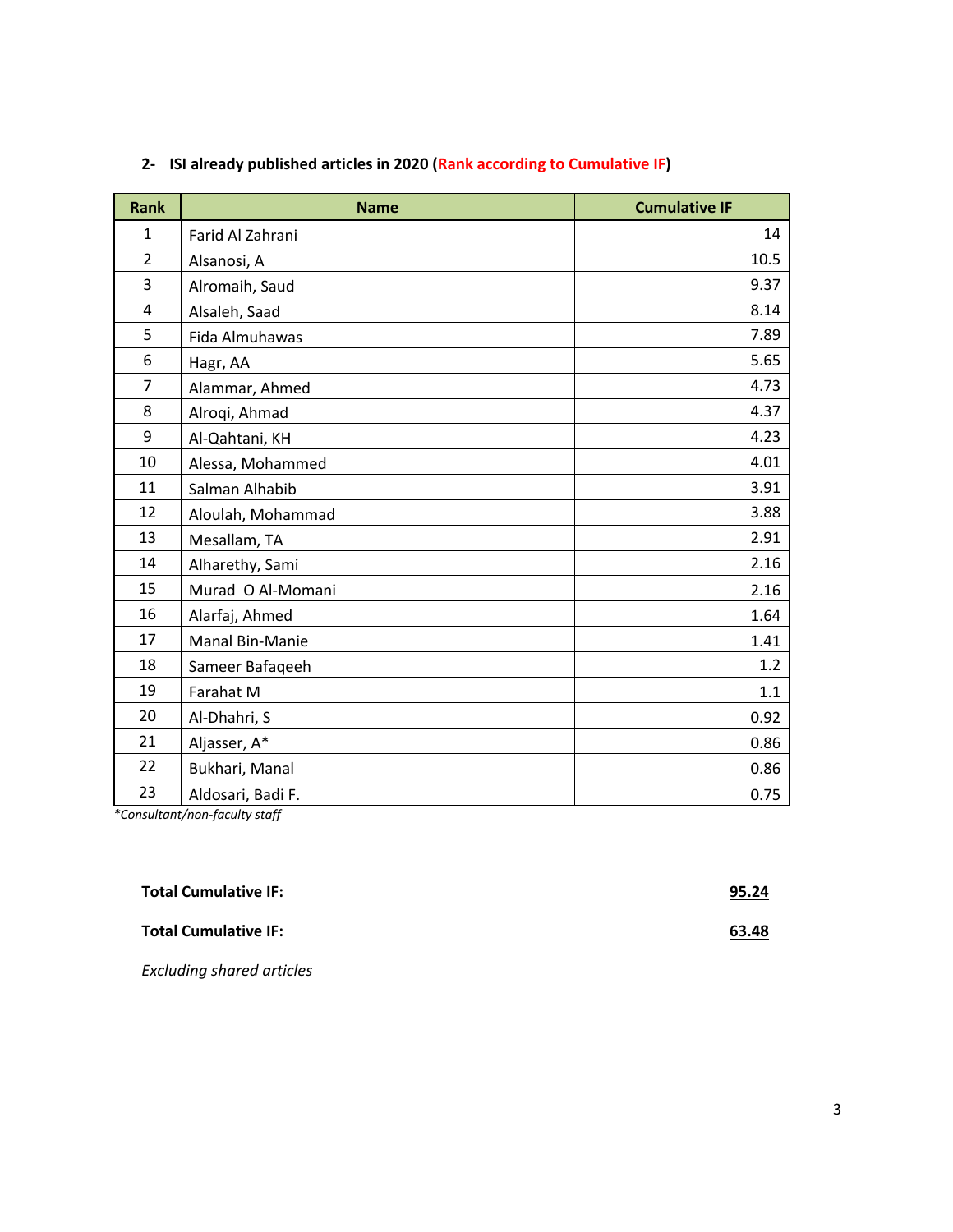## 2- ISI already published articles in 2020 (Rank according to Cumulative IF)

| Rank | Name | Cumulative IF |
|---|---|---|
| 1 | Farid Al Zahrani | 14 |
| 2 | Alsanosi, A | 10.5 |
| 3 | Alromaih, Saud | 9.37 |
| 4 | Alsaleh, Saad | 8.14 |
| 5 | Fida Almuhawas | 7.89 |
| 6 | Hagr, AA | 5.65 |
| 7 | Alammar, Ahmed | 4.73 |
| 8 | Alroqi, Ahmad | 4.37 |
| 9 | Al-Qahtani, KH | 4.23 |
| 10 | Alessa, Mohammed | 4.01 |
| 11 | Salman Alhabib | 3.91 |
| 12 | Aloulah, Mohammad | 3.88 |
| 13 | Mesallam, TA | 2.91 |
| 14 | Alharethy, Sami | 2.16 |
| 15 | Murad O Al-Momani | 2.16 |
| 16 | Alarfaj, Ahmed | 1.64 |
| 17 | Manal Bin-Manie | 1.41 |
| 18 | Sameer Bafaqeeh | 1.2 |
| 19 | Farahat M | 1.1 |
| 20 | Al-Dhahri, S | 0.92 |
| 21 | Aljasser, A* | 0.86 |
| 22 | Bukhari, Manal | 0.86 |
| 23 | Aldosari, Badi F. | 0.75 |

*\*Consultant/non-faculty staff*

**Total Cumulative IF:** **95.24**

**Total Cumulative IF:** **63.48**

*Excluding shared articles*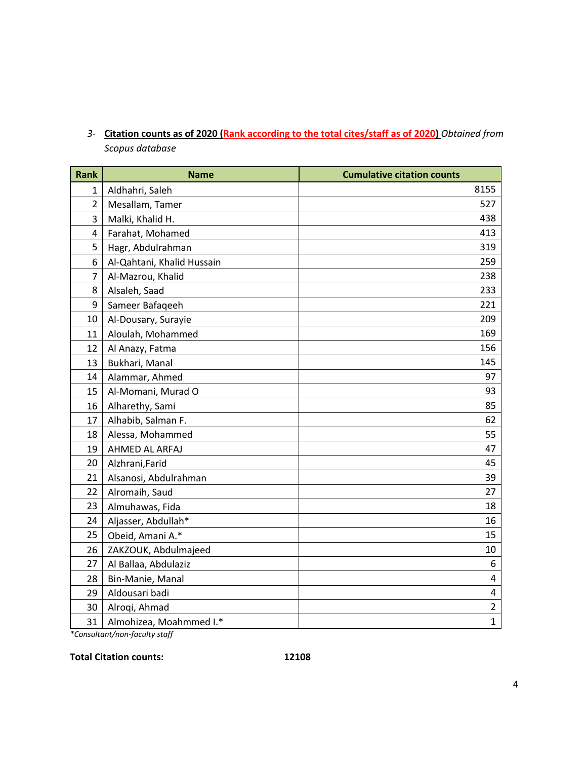3- **Citation counts as of 2020 (Rank according to the total cites/staff as of 2020)** *Obtained from Scopus database*

| Rank | Name | Cumulative citation counts |
|---|---|---|
| 1 | Aldhahri, Saleh | 8155 |
| 2 | Mesallam, Tamer | 527 |
| 3 | Malki, Khalid H. | 438 |
| 4 | Farahat, Mohamed | 413 |
| 5 | Hagr, Abdulrahman | 319 |
| 6 | Al-Qahtani, Khalid Hussain | 259 |
| 7 | Al-Mazrou, Khalid | 238 |
| 8 | Alsaleh, Saad | 233 |
| 9 | Sameer Bafaqeeh | 221 |
| 10 | Al-Dousary, Surayie | 209 |
| 11 | Aloulah, Mohammed | 169 |
| 12 | Al Anazy, Fatma | 156 |
| 13 | Bukhari, Manal | 145 |
| 14 | Alammar, Ahmed | 97 |
| 15 | Al-Momani, Murad O | 93 |
| 16 | Alharethy, Sami | 85 |
| 17 | Alhabib, Salman F. | 62 |
| 18 | Alessa, Mohammed | 55 |
| 19 | AHMED AL ARFAJ | 47 |
| 20 | Alzhrani,Farid | 45 |
| 21 | Alsanosi, Abdulrahman | 39 |
| 22 | Alromaih, Saud | 27 |
| 23 | Almuhawas, Fida | 18 |
| 24 | Aljasser, Abdullah* | 16 |
| 25 | Obeid, Amani A.* | 15 |
| 26 | ZAKZOUK, Abdulmajeed | 10 |
| 27 | Al Ballaa, Abdulaziz | 6 |
| 28 | Bin-Manie, Manal | 4 |
| 29 | Aldousari badi | 4 |
| 30 | Alroqi, Ahmad | 2 |
| 31 | Almohizea, Moahmmed I.* | 1 |

*\*Consultant/non-faculty staff*

**Total Citation counts:** **12108**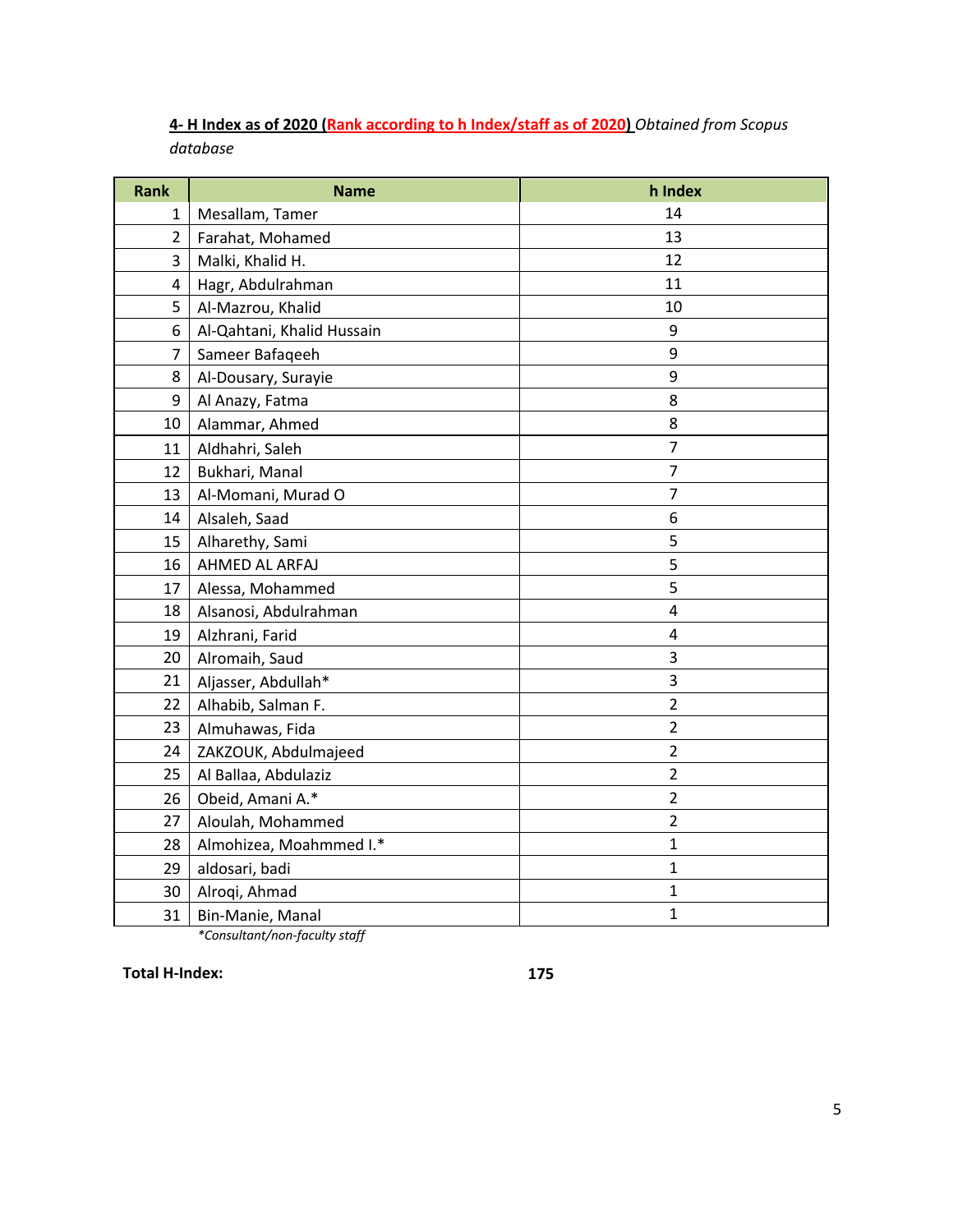**4- H Index as of 2020 (Rank according to h Index/staff as of 2020)** *Obtained from Scopus database*

| Rank | Name | h Index |
|---|---|---|
| 1 | Mesallam, Tamer | 14 |
| 2 | Farahat, Mohamed | 13 |
| 3 | Malki, Khalid H. | 12 |
| 4 | Hagr, Abdulrahman | 11 |
| 5 | Al-Mazrou, Khalid | 10 |
| 6 | Al-Qahtani, Khalid Hussain | 9 |
| 7 | Sameer Bafaqeeh | 9 |
| 8 | Al-Dousary, Surayie | 9 |
| 9 | Al Anazy, Fatma | 8 |
| 10 | Alammar, Ahmed | 8 |
| 11 | Aldhahri, Saleh | 7 |
| 12 | Bukhari, Manal | 7 |
| 13 | Al-Momani, Murad O | 7 |
| 14 | Alsaleh, Saad | 6 |
| 15 | Alharethy, Sami | 5 |
| 16 | AHMED AL ARFAJ | 5 |
| 17 | Alessa, Mohammed | 5 |
| 18 | Alsanosi, Abdulrahman | 4 |
| 19 | Alzhrani, Farid | 4 |
| 20 | Alromaih, Saud | 3 |
| 21 | Aljasser, Abdullah* | 3 |
| 22 | Alhabib, Salman F. | 2 |
| 23 | Almuhawas, Fida | 2 |
| 24 | ZAKZOUK, Abdulmajeed | 2 |
| 25 | Al Ballaa, Abdulaziz | 2 |
| 26 | Obeid, Amani A.* | 2 |
| 27 | Aloulah, Mohammed | 2 |
| 28 | Almohizea, Moahmmed I.* | 1 |
| 29 | aldosari, badi | 1 |
| 30 | Alroqi, Ahmad | 1 |
| 31 | Bin-Manie, Manal | 1 |

*\*Consultant/non-faculty staff*

**Total H-Index:** **175**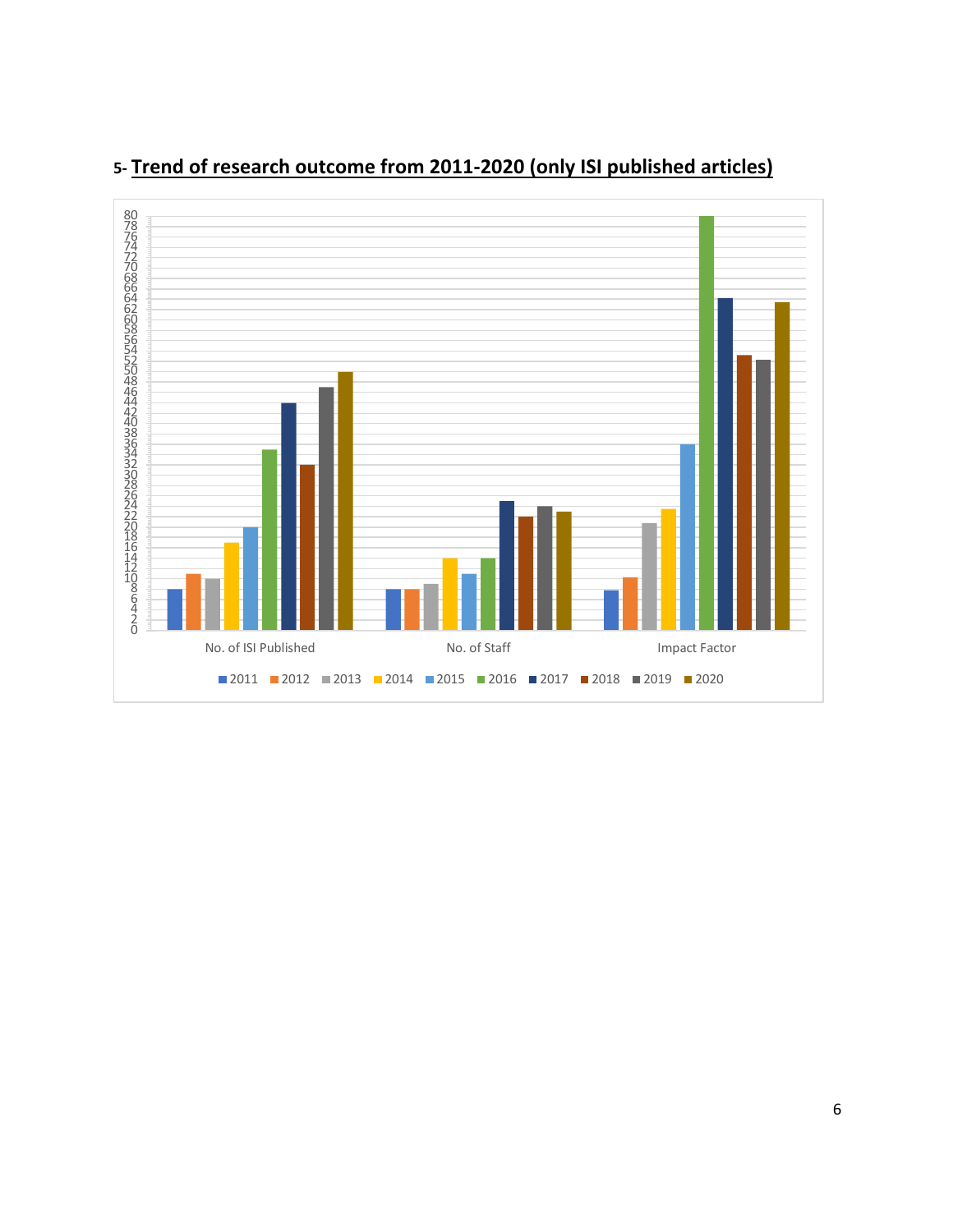## 5- Trend of research outcome from 2011-2020 (only ISI published articles)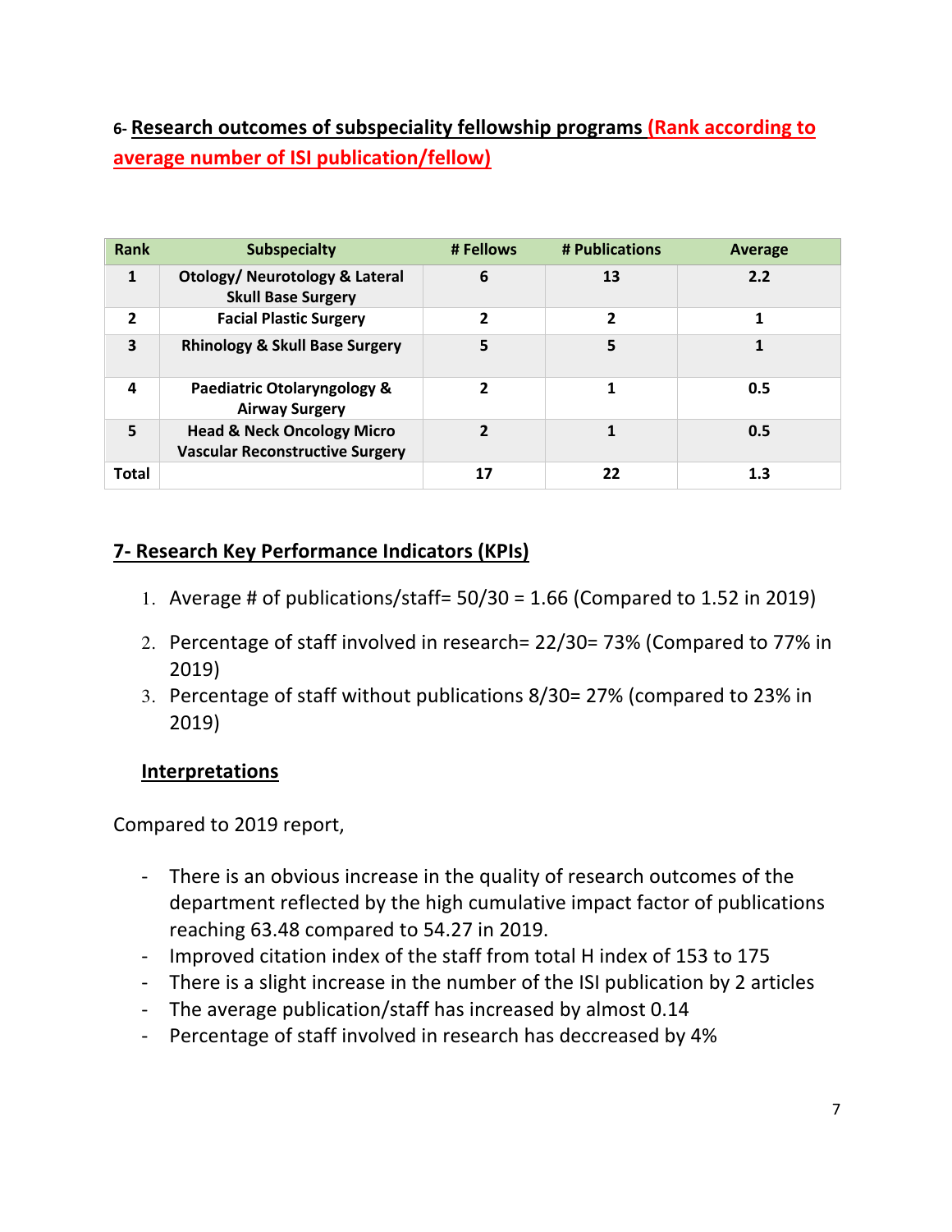## 6- Research outcomes of subspeciality fellowship programs (Rank according to average number of ISI publication/fellow)

| Rank | Subspecialty | # Fellows | # Publications | Average |
|---|---|---|---|---|
| 1 | Otology/ Neurotology & Lateral Skull Base Surgery | 6 | 13 | 2.2 |
| 2 | Facial Plastic Surgery | 2 | 2 | 1 |
| 3 | Rhinology & Skull Base Surgery | 5 | 5 | 1 |
| 4 | Paediatric Otolaryngology & Airway Surgery | 2 | 1 | 0.5 |
| 5 | Head & Neck Oncology Micro Vascular Reconstructive Surgery | 2 | 1 | 0.5 |
| Total | | 17 | 22 | 1.3 |

## 7- Research Key Performance Indicators (KPIs)

1. Average # of publications/staff= 50/30 = 1.66 (Compared to 1.52 in 2019)
2. Percentage of staff involved in research= 22/30= 73% (Compared to 77% in 2019)
3. Percentage of staff without publications 8/30= 27% (compared to 23% in 2019)

### Interpretations

Compared to 2019 report,

- There is an obvious increase in the quality of research outcomes of the department reflected by the high cumulative impact factor of publications reaching 63.48 compared to 54.27 in 2019.
- Improved citation index of the staff from total H index of 153 to 175
- There is a slight increase in the number of the ISI publication by 2 articles
- The average publication/staff has increased by almost 0.14
- Percentage of staff involved in research has deccreased by 4%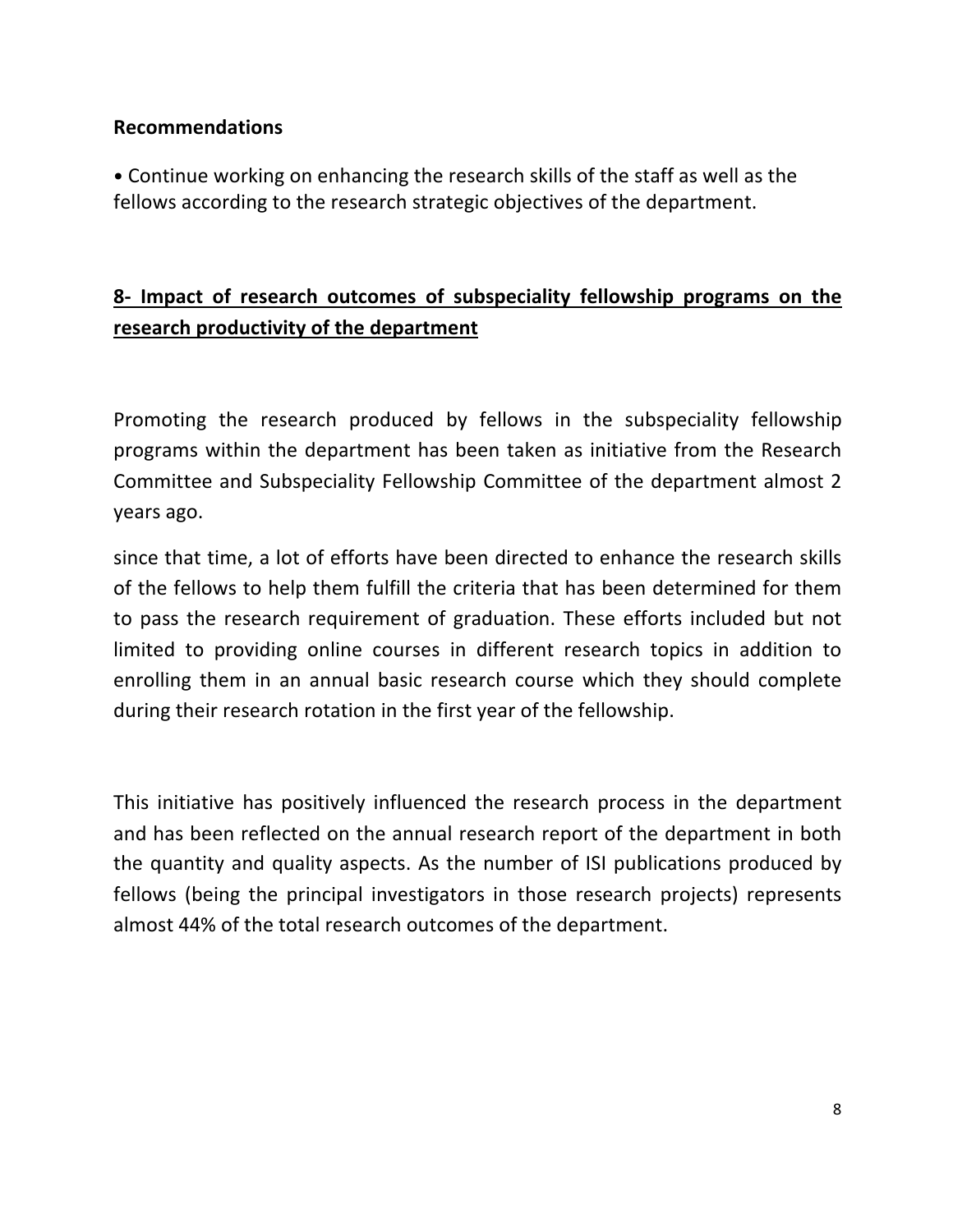**Recommendations**

- Continue working on enhancing the research skills of the staff as well as the fellows according to the research strategic objectives of the department.

## <u>8- Impact of research outcomes of subspeciality fellowship programs on the research productivity of the department</u>

Promoting the research produced by fellows in the subspeciality fellowship programs within the department has been taken as initiative from the Research Committee and Subspeciality Fellowship Committee of the department almost 2 years ago.

since that time, a lot of efforts have been directed to enhance the research skills of the fellows to help them fulfill the criteria that has been determined for them to pass the research requirement of graduation. These efforts included but not limited to providing online courses in different research topics in addition to enrolling them in an annual basic research course which they should complete during their research rotation in the first year of the fellowship.

This initiative has positively influenced the research process in the department and has been reflected on the annual research report of the department in both the quantity and quality aspects. As the number of ISI publications produced by fellows (being the principal investigators in those research projects) represents almost 44% of the total research outcomes of the department.